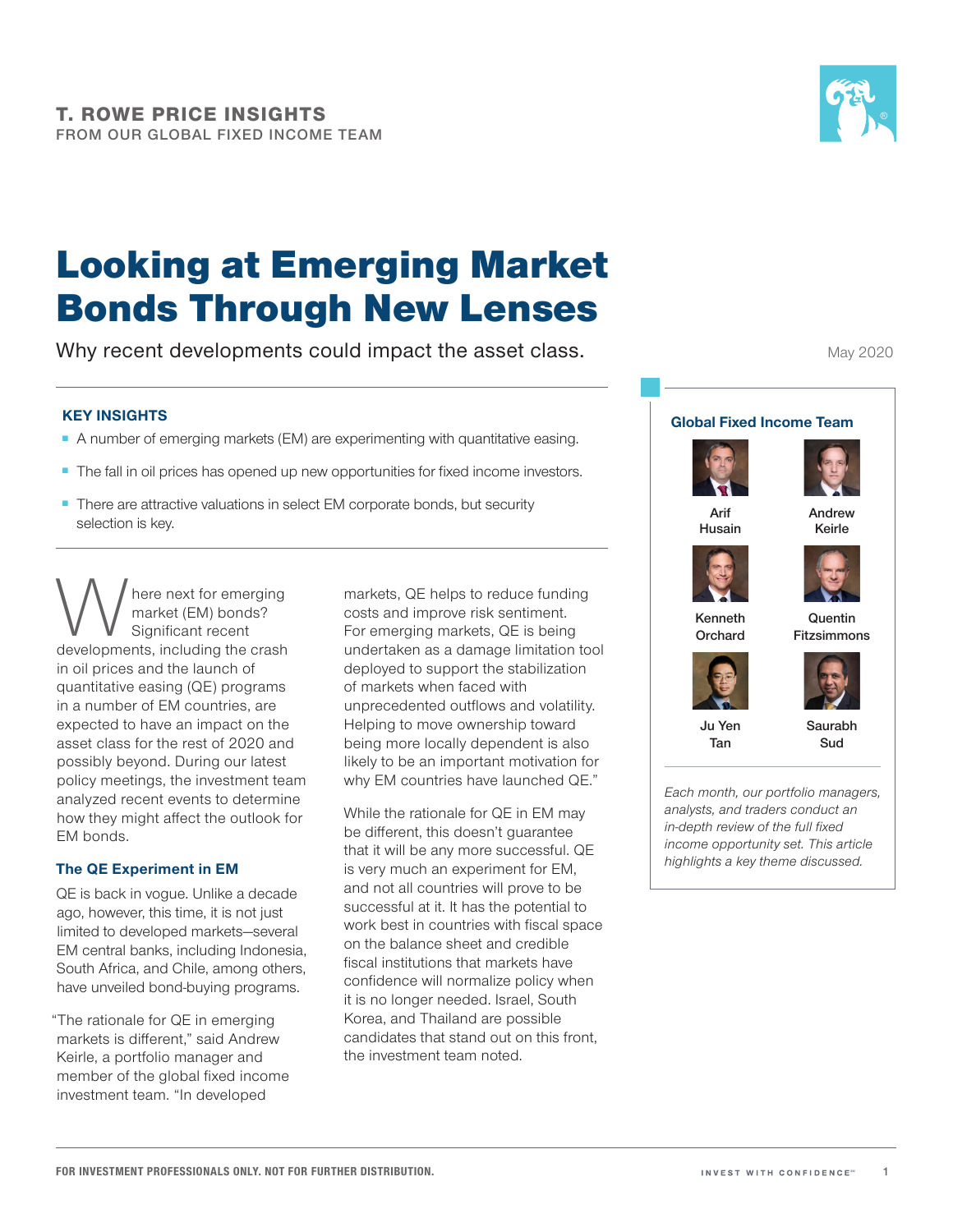**T. ROWE PRICE INSIGHTS**
FROM OUR GLOBAL FIXED INCOME TEAM

# Looking at Emerging Market Bonds Through New Lenses

Why recent developments could impact the asset class.

May 2020

### KEY INSIGHTS

- A number of emerging markets (EM) are experimenting with quantitative easing.
- The fall in oil prices has opened up new opportunities for fixed income investors.
- There are attractive valuations in select EM corporate bonds, but security selection is key.

**Global Fixed Income Team**

Arif Husain
Andrew Keirle
Kenneth Orchard
Quentin Fitzsimmons
Ju Yen Tan
Saurabh Sud

*Each month, our portfolio managers, analysts, and traders conduct an in-depth review of the full fixed income opportunity set. This article highlights a key theme discussed.*

Where next for emerging market (EM) bonds? Significant recent developments, including the crash in oil prices and the launch of quantitative easing (QE) programs in a number of EM countries, are expected to have an impact on the asset class for the rest of 2020 and possibly beyond. During our latest policy meetings, the investment team analyzed recent events to determine how they might affect the outlook for EM bonds.

### The QE Experiment in EM

QE is back in vogue. Unlike a decade ago, however, this time, it is not just limited to developed markets—several EM central banks, including Indonesia, South Africa, and Chile, among others, have unveiled bond-buying programs.

"The rationale for QE in emerging markets is different," said Andrew Keirle, a portfolio manager and member of the global fixed income investment team. "In developed markets, QE helps to reduce funding costs and improve risk sentiment. For emerging markets, QE is being undertaken as a damage limitation tool deployed to support the stabilization of markets when faced with unprecedented outflows and volatility. Helping to move ownership toward being more locally dependent is also likely to be an important motivation for why EM countries have launched QE."

While the rationale for QE in EM may be different, this doesn't guarantee that it will be any more successful. QE is very much an experiment for EM, and not all countries will prove to be successful at it. It has the potential to work best in countries with fiscal space on the balance sheet and credible fiscal institutions that markets have confidence will normalize policy when it is no longer needed. Israel, South Korea, and Thailand are possible candidates that stand out on this front, the investment team noted.

FOR INVESTMENT PROFESSIONALS ONLY. NOT FOR FURTHER DISTRIBUTION.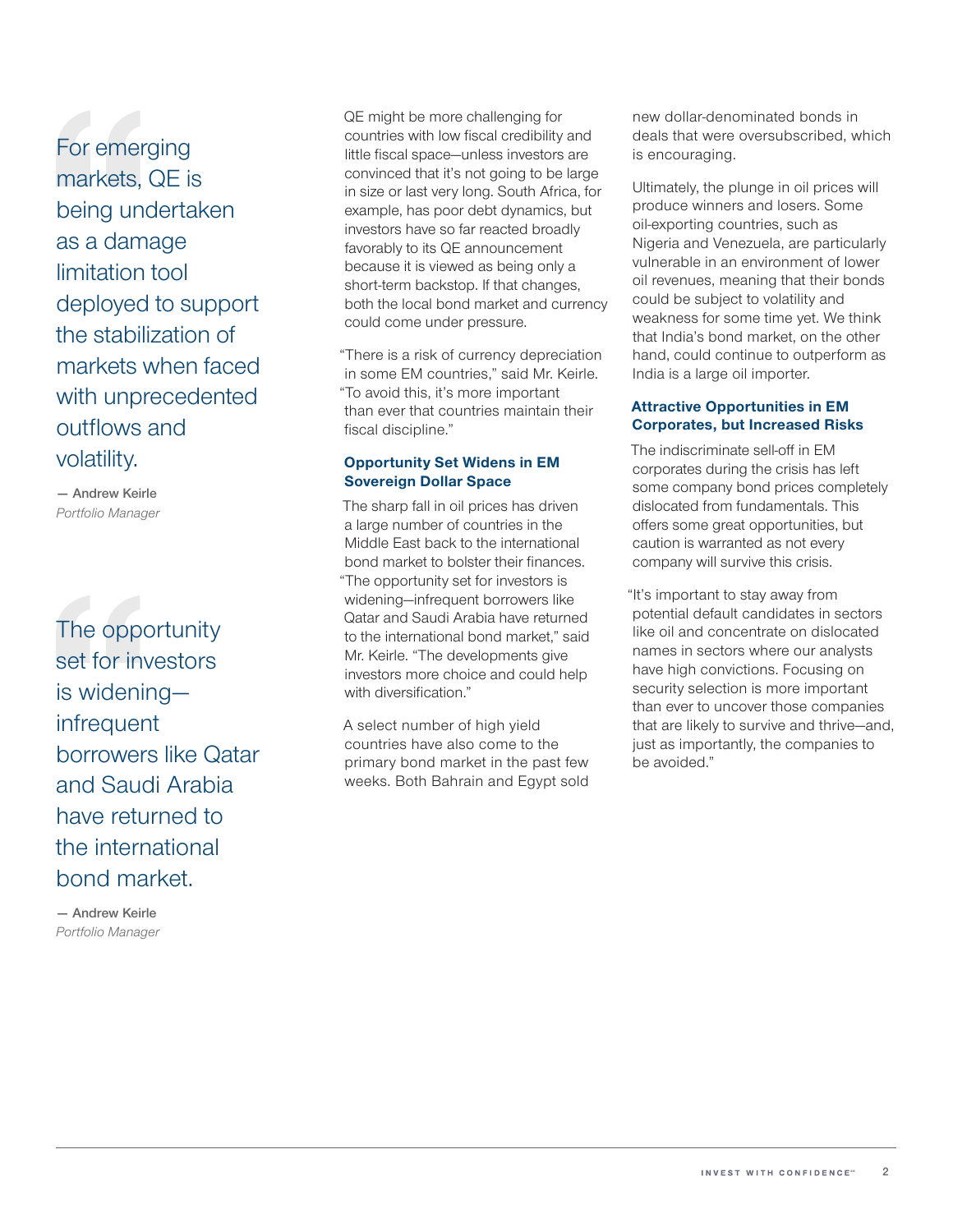> For emerging markets, QE is being undertaken as a damage limitation tool deployed to support the stabilization of markets when faced with unprecedented outflows and volatility.
>
> — Andrew Keirle
> *Portfolio Manager*

> The opportunity set for investors is widening—infrequent borrowers like Qatar and Saudi Arabia have returned to the international bond market.
>
> — Andrew Keirle
> *Portfolio Manager*

QE might be more challenging for countries with low fiscal credibility and little fiscal space—unless investors are convinced that it's not going to be large in size or last very long. South Africa, for example, has poor debt dynamics, but investors have so far reacted broadly favorably to its QE announcement because it is viewed as being only a short-term backstop. If that changes, both the local bond market and currency could come under pressure.

"There is a risk of currency depreciation in some EM countries," said Mr. Keirle. "To avoid this, it's more important than ever that countries maintain their fiscal discipline."

### Opportunity Set Widens in EM Sovereign Dollar Space

The sharp fall in oil prices has driven a large number of countries in the Middle East back to the international bond market to bolster their finances. "The opportunity set for investors is widening—infrequent borrowers like Qatar and Saudi Arabia have returned to the international bond market," said Mr. Keirle. "The developments give investors more choice and could help with diversification."

A select number of high yield countries have also come to the primary bond market in the past few weeks. Both Bahrain and Egypt sold new dollar-denominated bonds in deals that were oversubscribed, which is encouraging.

Ultimately, the plunge in oil prices will produce winners and losers. Some oil-exporting countries, such as Nigeria and Venezuela, are particularly vulnerable in an environment of lower oil revenues, meaning that their bonds could be subject to volatility and weakness for some time yet. We think that India's bond market, on the other hand, could continue to outperform as India is a large oil importer.

### Attractive Opportunities in EM Corporates, but Increased Risks

The indiscriminate sell-off in EM corporates during the crisis has left some company bond prices completely dislocated from fundamentals. This offers some great opportunities, but caution is warranted as not every company will survive this crisis.

"It's important to stay away from potential default candidates in sectors like oil and concentrate on dislocated names in sectors where our analysts have high convictions. Focusing on security selection is more important than ever to uncover those companies that are likely to survive and thrive—and, just as importantly, the companies to be avoided."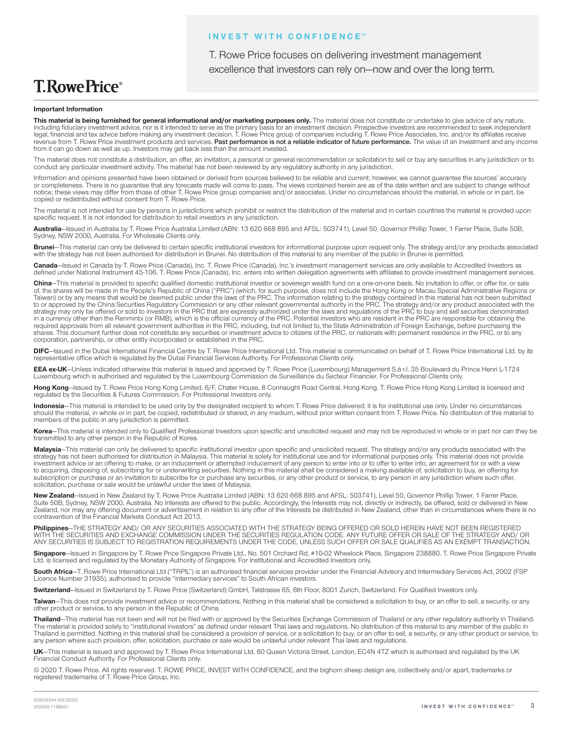**INVEST WITH CONFIDENCE℠**

T. Rowe Price focuses on delivering investment management excellence that investors can rely on—now and over the long term.

T. Rowe Price®

**Important Information**

**This material is being furnished for general informational and/or marketing purposes only.** The material does not constitute or undertake to give advice of any nature, including fiduciary investment advice, nor is it intended to serve as the primary basis for an investment decision. Prospective investors are recommended to seek independent legal, financial and tax advice before making any investment decision. T. Rowe Price group of companies including T. Rowe Price Associates, Inc. and/or its affiliates receive revenue from T. Rowe Price investment products and services. **Past performance is not a reliable indicator of future performance.** The value of an investment and any income from it can go down as well as up. Investors may get back less than the amount invested.

The material does not constitute a distribution, an offer, an invitation, a personal or general recommendation or solicitation to sell or buy any securities in any jurisdiction or to conduct any particular investment activity. The material has not been reviewed by any regulatory authority in any jurisdiction.

Information and opinions presented have been obtained or derived from sources believed to be reliable and current; however, we cannot guarantee the sources' accuracy or completeness. There is no guarantee that any forecasts made will come to pass. The views contained herein are as of the date written and are subject to change without notice; these views may differ from those of other T. Rowe Price group companies and/or associates. Under no circumstances should the material, in whole or in part, be copied or redistributed without consent from T. Rowe Price.

The material is not intended for use by persons in jurisdictions which prohibit or restrict the distribution of the material and in certain countries the material is provided upon specific request. It is not intended for distribution to retail investors in any jurisdiction.

**Australia**—Issued in Australia by T. Rowe Price Australia Limited (ABN: 13 620 668 895 and AFSL: 503741), Level 50, Governor Phillip Tower, 1 Farrer Place, Suite 50B, Sydney, NSW 2000, Australia. For Wholesale Clients only.

**Brunei**—This material can only be delivered to certain specific institutional investors for informational purpose upon request only. The strategy and/or any products associated with the strategy has not been authorised for distribution in Brunei. No distribution of this material to any member of the public in Brunei is permitted.

**Canada**—Issued in Canada by T. Rowe Price (Canada), Inc. T. Rowe Price (Canada), Inc.'s investment management services are only available to Accredited Investors as defined under National Instrument 45-106. T. Rowe Price (Canada), Inc. enters into written delegation agreements with affiliates to provide investment management services.

**China**—This material is provided to specific qualified domestic institutional investor or sovereign wealth fund on a one-on-one basis. No invitation to offer, or offer for, or sale of, the shares will be made in the People's Republic of China ("PRC") (which, for such purpose, does not include the Hong Kong or Macau Special Administrative Regions or Taiwan) or by any means that would be deemed public under the laws of the PRC. The information relating to the strategy contained in this material has not been submitted to or approved by the China Securities Regulatory Commission or any other relevant governmental authority in the PRC. The strategy and/or any product associated with the strategy may only be offered or sold to investors in the PRC that are expressly authorized under the laws and regulations of the PRC to buy and sell securities denominated in a currency other than the Renminbi (or RMB), which is the official currency of the PRC. Potential investors who are resident in the PRC are responsible for obtaining the required approvals from all relevant government authorities in the PRC, including, but not limited to, the State Administration of Foreign Exchange, before purchasing the shares. This document further does not constitute any securities or investment advice to citizens of the PRC, or nationals with permanent residence in the PRC, or to any corporation, partnership, or other entity incorporated or established in the PRC.

**DIFC**—Issued in the Dubai International Financial Centre by T. Rowe Price International Ltd. This material is communicated on behalf of T. Rowe Price International Ltd. by its representative office which is regulated by the Dubai Financial Services Authority. For Professional Clients only.

**EEA ex-UK**—Unless indicated otherwise this material is issued and approved by T. Rowe Price (Luxembourg) Management S.à r.l. 35 Boulevard du Prince Henri L-1724 Luxembourg which is authorised and regulated by the Luxembourg Commission de Surveillance du Secteur Financier. For Professional Clients only.

**Hong Kong**—Issued by T. Rowe Price Hong Kong Limited, 6/F, Chater House, 8 Connaught Road Central, Hong Kong. T. Rowe Price Hong Kong Limited is licensed and regulated by the Securities & Futures Commission. For Professional Investors only.

**Indonesia**—This material is intended to be used only by the designated recipient to whom T. Rowe Price delivered; it is for institutional use only. Under no circumstances should the material, in whole or in part, be copied, redistributed or shared, in any medium, without prior written consent from T. Rowe Price. No distribution of this material to members of the public in any jurisdiction is permitted.

**Korea**—This material is intended only to Qualified Professional Investors upon specific and unsolicited request and may not be reproduced in whole or in part nor can they be transmitted to any other person in the Republic of Korea.

**Malaysia**—This material can only be delivered to specific institutional investor upon specific and unsolicited request. The strategy and/or any products associated with the strategy has not been authorised for distribution in Malaysia. This material is solely for institutional use and for informational purposes only. This material does not provide investment advice or an offering to make, or an inducement or attempted inducement of any person to enter into or to offer to enter into, an agreement for or with a view to acquiring, disposing of, subscribing for or underwriting securities. Nothing in this material shall be considered a making available of, solicitation to buy, an offering for subscription or purchase or an invitation to subscribe for or purchase any securities, or any other product or service, to any person in any jurisdiction where such offer, solicitation, purchase or sale would be unlawful under the laws of Malaysia.

**New Zealand**—Issued in New Zealand by T. Rowe Price Australia Limited (ABN: 13 620 668 895 and AFSL: 503741), Level 50, Governor Phillip Tower, 1 Farrer Place, Suite 50B, Sydney, NSW 2000, Australia. No Interests are offered to the public. Accordingly, the Interests may not, directly or indirectly, be offered, sold or delivered in New Zealand, nor may any offering document or advertisement in relation to any offer of the Interests be distributed in New Zealand, other than in circumstances where there is no contravention of the Financial Markets Conduct Act 2013.

**Philippines**—THE STRATEGY AND/ OR ANY SECURITIES ASSOCIATED WITH THE STRATEGY BEING OFFERED OR SOLD HEREIN HAVE NOT BEEN REGISTERED WITH THE SECURITIES AND EXCHANGE COMMISSION UNDER THE SECURITIES REGULATION CODE. ANY FUTURE OFFER OR SALE OF THE STRATEGY AND/ OR ANY SECURITIES IS SUBJECT TO REGISTRATION REQUIREMENTS UNDER THE CODE, UNLESS SUCH OFFER OR SALE QUALIFIES AS AN EXEMPT TRANSACTION.

**Singapore**—Issued in Singapore by T. Rowe Price Singapore Private Ltd., No. 501 Orchard Rd, #10-02 Wheelock Place, Singapore 238880. T. Rowe Price Singapore Private Ltd. is licensed and regulated by the Monetary Authority of Singapore. For Institutional and Accredited Investors only.

**South Africa**—T. Rowe Price International Ltd ("TRPIL") is an authorised financial services provider under the Financial Advisory and Intermediary Services Act, 2002 (FSP Licence Number 31935), authorised to provide "intermediary services" to South African investors.

**Switzerland**—Issued in Switzerland by T. Rowe Price (Switzerland) GmbH, Talstrasse 65, 6th Floor, 8001 Zurich, Switzerland. For Qualified Investors only.

**Taiwan**—This does not provide investment advice or recommendations. Nothing in this material shall be considered a solicitation to buy, or an offer to sell, a security, or any other product or service, to any person in the Republic of China.

**Thailand**—This material has not been and will not be filed with or approved by the Securities Exchange Commission of Thailand or any other regulatory authority in Thailand. The material is provided solely to "institutional investors" as defined under relevant Thai laws and regulations. No distribution of this material to any member of the public in Thailand is permitted. Nothing in this material shall be considered a provision of service, or a solicitation to buy, or an offer to sell, a security, or any other product or service, to any person where such provision, offer, solicitation, purchase or sale would be unlawful under relevant Thai laws and regulations.

**UK**—This material is issued and approved by T. Rowe Price International Ltd, 60 Queen Victoria Street, London, EC4N 4TZ which is authorised and regulated by the UK Financial Conduct Authority. For Professional Clients only.

© 2020 T. Rowe Price. All rights reserved. T. ROWE PRICE, INVEST WITH CONFIDENCE, and the bighorn sheep design are, collectively and/or apart, trademarks or registered trademarks of T. Rowe Price Group, Inc.

ID0003344 (05/2020)
202005-1198031